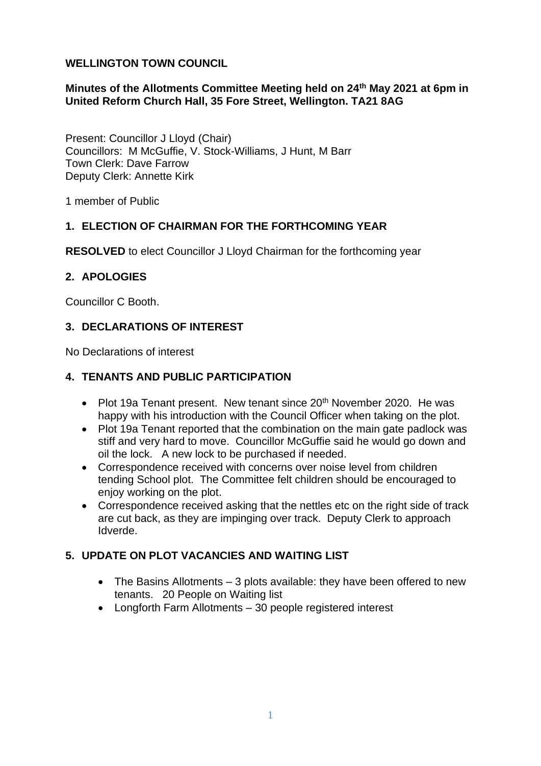**WELLINGTON TOWN COUNCIL**

**Minutes of the Allotments Committee Meeting held on 24th May 2021 at 6pm in United Reform Church Hall, 35 Fore Street, Wellington. TA21 8AG**

Present: Councillor J Lloyd (Chair)
Councillors: M McGuffie, V. Stock-Williams, J Hunt, M Barr
Town Clerk: Dave Farrow
Deputy Clerk: Annette Kirk

1 member of Public

## 1. ELECTION OF CHAIRMAN FOR THE FORTHCOMING YEAR

**RESOLVED** to elect Councillor J Lloyd Chairman for the forthcoming year

## 2. APOLOGIES

Councillor C Booth.

## 3. DECLARATIONS OF INTEREST

No Declarations of interest

## 4. TENANTS AND PUBLIC PARTICIPATION

- Plot 19a Tenant present. New tenant since 20th November 2020. He was happy with his introduction with the Council Officer when taking on the plot.
- Plot 19a Tenant reported that the combination on the main gate padlock was stiff and very hard to move. Councillor McGuffie said he would go down and oil the lock. A new lock to be purchased if needed.
- Correspondence received with concerns over noise level from children tending School plot. The Committee felt children should be encouraged to enjoy working on the plot.
- Correspondence received asking that the nettles etc on the right side of track are cut back, as they are impinging over track. Deputy Clerk to approach Idverde.

## 5. UPDATE ON PLOT VACANCIES AND WAITING LIST

- The Basins Allotments – 3 plots available: they have been offered to new tenants. 20 People on Waiting list
- Longforth Farm Allotments – 30 people registered interest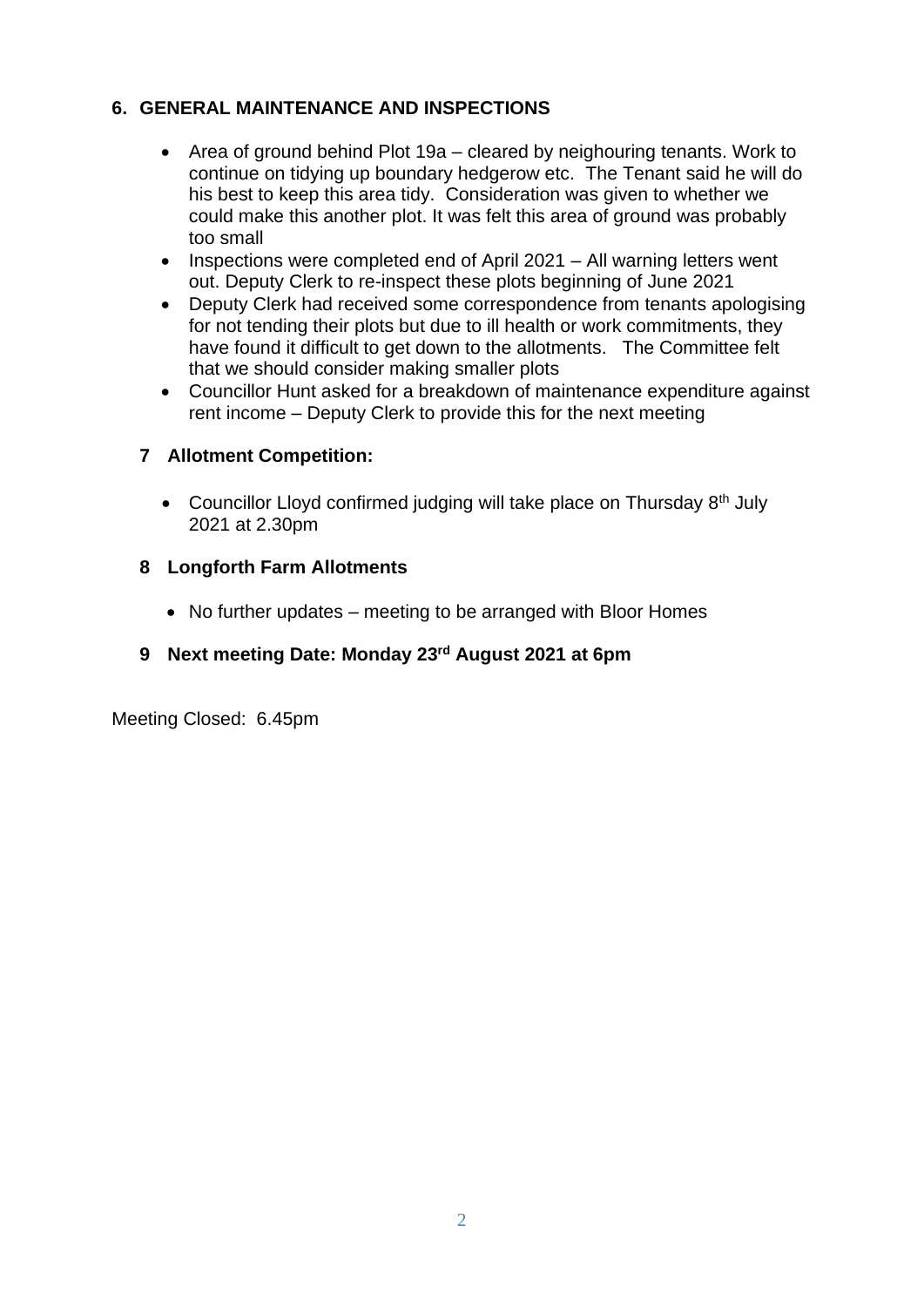## 6. GENERAL MAINTENANCE AND INSPECTIONS

- Area of ground behind Plot 19a – cleared by neighouring tenants. Work to continue on tidying up boundary hedgerow etc. The Tenant said he will do his best to keep this area tidy. Consideration was given to whether we could make this another plot. It was felt this area of ground was probably too small
- Inspections were completed end of April 2021 – All warning letters went out. Deputy Clerk to re-inspect these plots beginning of June 2021
- Deputy Clerk had received some correspondence from tenants apologising for not tending their plots but due to ill health or work commitments, they have found it difficult to get down to the allotments. The Committee felt that we should consider making smaller plots
- Councillor Hunt asked for a breakdown of maintenance expenditure against rent income – Deputy Clerk to provide this for the next meeting

## 7 Allotment Competition:

- Councillor Lloyd confirmed judging will take place on Thursday 8th July 2021 at 2.30pm

## 8 Longforth Farm Allotments

- No further updates – meeting to be arranged with Bloor Homes

## 9 Next meeting Date: Monday 23rd August 2021 at 6pm

Meeting Closed: 6.45pm